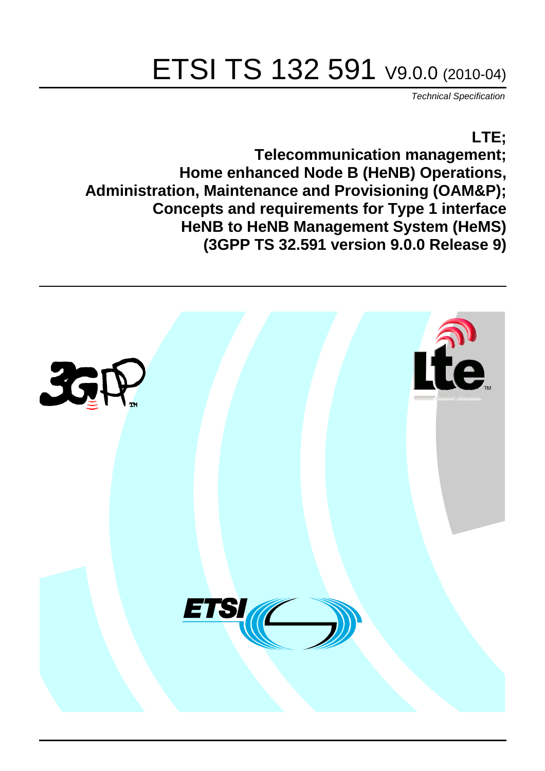# ETSI TS 132 591 V9.0.0 (2010-04)

*Technical Specification*

**LTE;**
**Telecommunication management;**
**Home enhanced Node B (HeNB) Operations, Administration, Maintenance and Provisioning (OAM&P);**
**Concepts and requirements for Type 1 interface HeNB to HeNB Management System (HeMS)**
**(3GPP TS 32.591 version 9.0.0 Release 9)**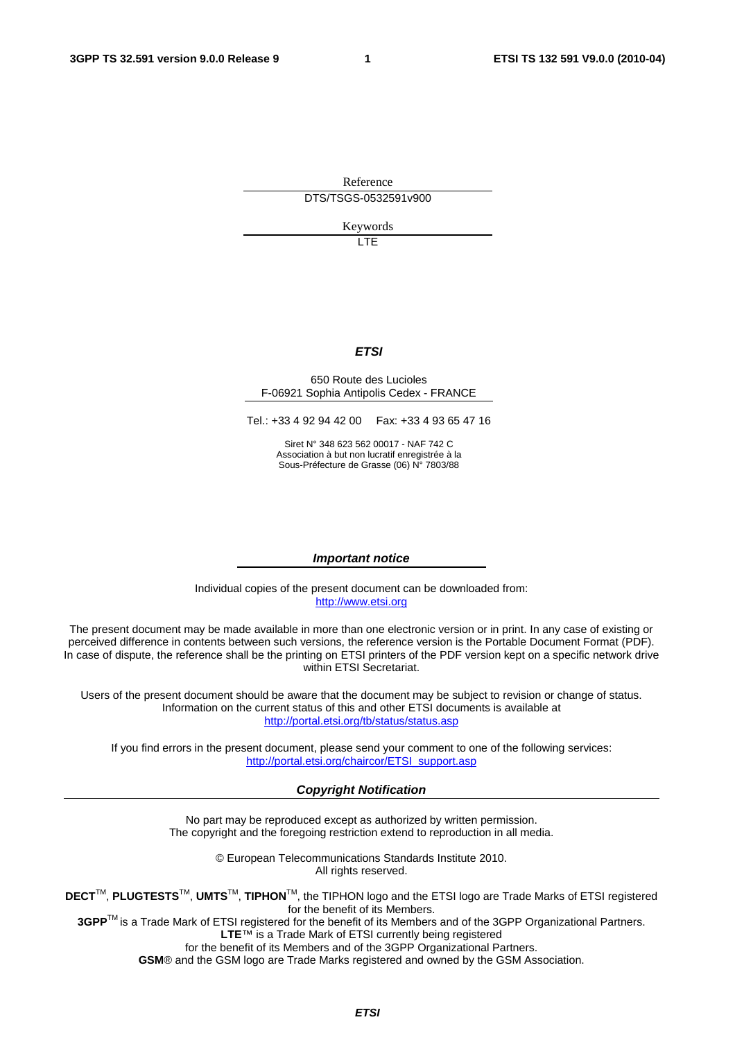Reference

DTS/TSGS-0532591v900

Keywords

LTE

***ETSI***

650 Route des Lucioles
F-06921 Sophia Antipolis Cedex - FRANCE

Tel.: +33 4 92 94 42 00   Fax: +33 4 93 65 47 16

Siret N° 348 623 562 00017 - NAF 742 C
Association à but non lucratif enregistrée à la
Sous-Préfecture de Grasse (06) N° 7803/88

***Important notice***

Individual copies of the present document can be downloaded from:
http://www.etsi.org

The present document may be made available in more than one electronic version or in print. In any case of existing or perceived difference in contents between such versions, the reference version is the Portable Document Format (PDF). In case of dispute, the reference shall be the printing on ETSI printers of the PDF version kept on a specific network drive within ETSI Secretariat.

Users of the present document should be aware that the document may be subject to revision or change of status. Information on the current status of this and other ETSI documents is available at
http://portal.etsi.org/tb/status/status.asp

If you find errors in the present document, please send your comment to one of the following services:
http://portal.etsi.org/chaircor/ETSI_support.asp

***Copyright Notification***

No part may be reproduced except as authorized by written permission.
The copyright and the foregoing restriction extend to reproduction in all media.

© European Telecommunications Standards Institute 2010.
All rights reserved.

**DECT**™, **PLUGTESTS**™, **UMTS**™, **TIPHON**™, the TIPHON logo and the ETSI logo are Trade Marks of ETSI registered for the benefit of its Members.
**3GPP**™ is a Trade Mark of ETSI registered for the benefit of its Members and of the 3GPP Organizational Partners.
**LTE**™ is a Trade Mark of ETSI currently being registered
for the benefit of its Members and of the 3GPP Organizational Partners.
**GSM**® and the GSM logo are Trade Marks registered and owned by the GSM Association.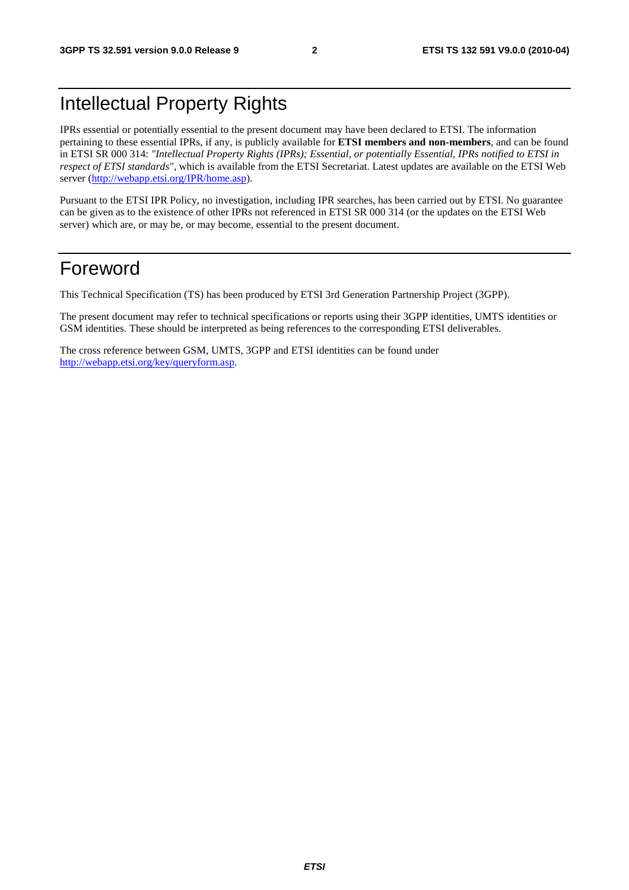# Intellectual Property Rights

IPRs essential or potentially essential to the present document may have been declared to ETSI. The information pertaining to these essential IPRs, if any, is publicly available for **ETSI members and non-members**, and can be found in ETSI SR 000 314: *"Intellectual Property Rights (IPRs); Essential, or potentially Essential, IPRs notified to ETSI in respect of ETSI standards"*, which is available from the ETSI Secretariat. Latest updates are available on the ETSI Web server (http://webapp.etsi.org/IPR/home.asp).

Pursuant to the ETSI IPR Policy, no investigation, including IPR searches, has been carried out by ETSI. No guarantee can be given as to the existence of other IPRs not referenced in ETSI SR 000 314 (or the updates on the ETSI Web server) which are, or may be, or may become, essential to the present document.

# Foreword

This Technical Specification (TS) has been produced by ETSI 3rd Generation Partnership Project (3GPP).

The present document may refer to technical specifications or reports using their 3GPP identities, UMTS identities or GSM identities. These should be interpreted as being references to the corresponding ETSI deliverables.

The cross reference between GSM, UMTS, 3GPP and ETSI identities can be found under http://webapp.etsi.org/key/queryform.asp.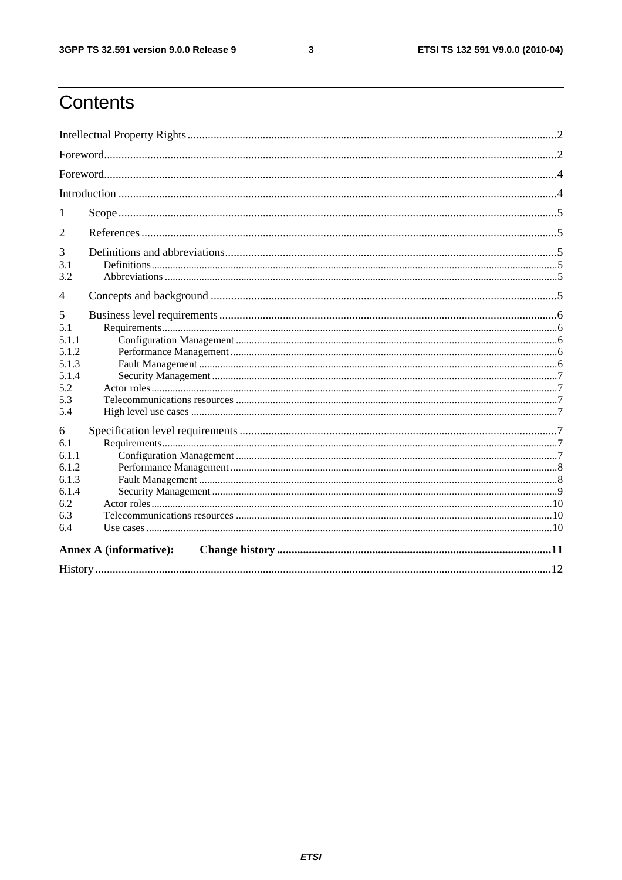# Contents

Intellectual Property Rights ....... 2

Foreword ....... 2

Foreword ....... 4

Introduction ....... 4

1 Scope ....... 5

2 References ....... 5

3 Definitions and abbreviations ....... 5
- 3.1 Definitions ....... 5
- 3.2 Abbreviations ....... 5

4 Concepts and background ....... 5

5 Business level requirements ....... 6
- 5.1 Requirements ....... 6
  - 5.1.1 Configuration Management ....... 6
  - 5.1.2 Performance Management ....... 6
  - 5.1.3 Fault Management ....... 6
  - 5.1.4 Security Management ....... 7
- 5.2 Actor roles ....... 7
- 5.3 Telecommunications resources ....... 7
- 5.4 High level use cases ....... 7

6 Specification level requirements ....... 7
- 6.1 Requirements ....... 7
  - 6.1.1 Configuration Management ....... 7
  - 6.1.2 Performance Management ....... 8
  - 6.1.3 Fault Management ....... 8
  - 6.1.4 Security Management ....... 9
- 6.2 Actor roles ....... 10
- 6.3 Telecommunications resources ....... 10
- 6.4 Use cases ....... 10

**Annex A (informative): Change history ....... 11**

History ....... 12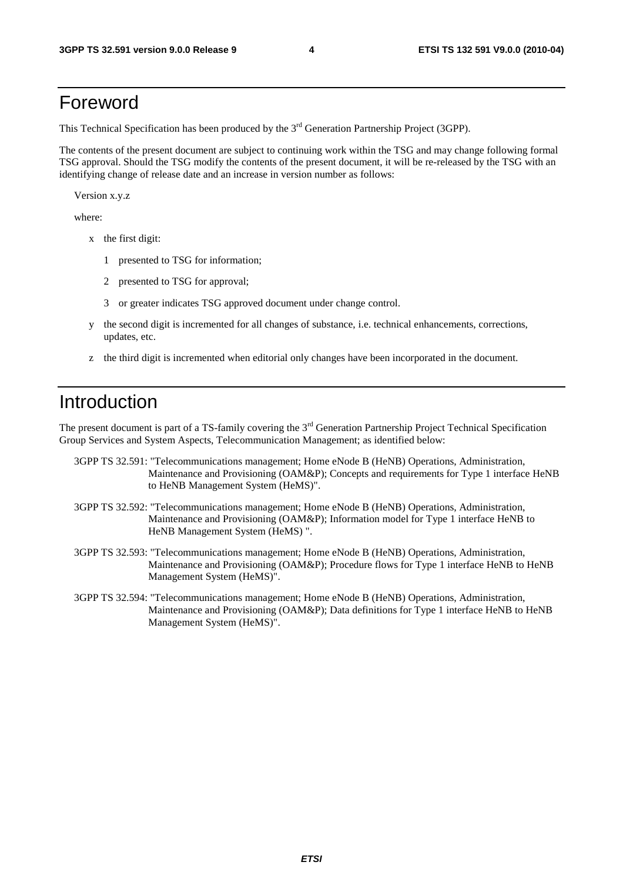# Foreword

This Technical Specification has been produced by the 3rd Generation Partnership Project (3GPP).

The contents of the present document are subject to continuing work within the TSG and may change following formal TSG approval. Should the TSG modify the contents of the present document, it will be re-released by the TSG with an identifying change of release date and an increase in version number as follows:

Version x.y.z

where:

- x the first digit:
  - 1 presented to TSG for information;
  - 2 presented to TSG for approval;
  - 3 or greater indicates TSG approved document under change control.
- y the second digit is incremented for all changes of substance, i.e. technical enhancements, corrections, updates, etc.
- z the third digit is incremented when editorial only changes have been incorporated in the document.

# Introduction

The present document is part of a TS-family covering the 3rd Generation Partnership Project Technical Specification Group Services and System Aspects, Telecommunication Management; as identified below:

3GPP TS 32.591: "Telecommunications management; Home eNode B (HeNB) Operations, Administration, Maintenance and Provisioning (OAM&P); Concepts and requirements for Type 1 interface HeNB to HeNB Management System (HeMS)".

3GPP TS 32.592: "Telecommunications management; Home eNode B (HeNB) Operations, Administration, Maintenance and Provisioning (OAM&P); Information model for Type 1 interface HeNB to HeNB Management System (HeMS) ".

3GPP TS 32.593: "Telecommunications management; Home eNode B (HeNB) Operations, Administration, Maintenance and Provisioning (OAM&P); Procedure flows for Type 1 interface HeNB to HeNB Management System (HeMS)".

3GPP TS 32.594: "Telecommunications management; Home eNode B (HeNB) Operations, Administration, Maintenance and Provisioning (OAM&P); Data definitions for Type 1 interface HeNB to HeNB Management System (HeMS)".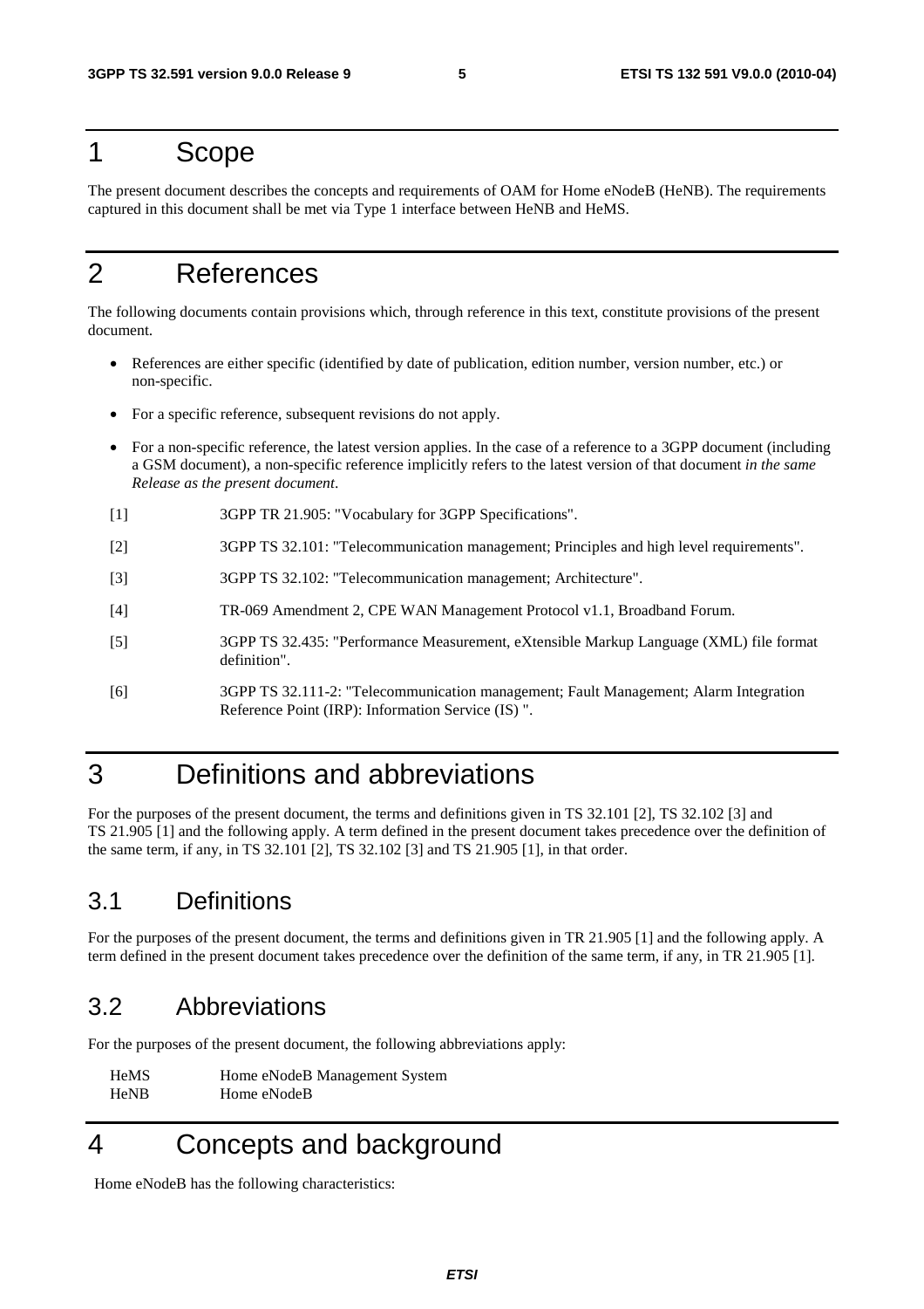# 1 Scope

The present document describes the concepts and requirements of OAM for Home eNodeB (HeNB). The requirements captured in this document shall be met via Type 1 interface between HeNB and HeMS.

# 2 References

The following documents contain provisions which, through reference in this text, constitute provisions of the present document.

- References are either specific (identified by date of publication, edition number, version number, etc.) or non-specific.
- For a specific reference, subsequent revisions do not apply.
- For a non-specific reference, the latest version applies. In the case of a reference to a 3GPP document (including a GSM document), a non-specific reference implicitly refers to the latest version of that document *in the same Release as the present document*.

[1] 3GPP TR 21.905: "Vocabulary for 3GPP Specifications".

[2] 3GPP TS 32.101: "Telecommunication management; Principles and high level requirements".

[3] 3GPP TS 32.102: "Telecommunication management; Architecture".

[4] TR-069 Amendment 2, CPE WAN Management Protocol v1.1, Broadband Forum.

[5] 3GPP TS 32.435: "Performance Measurement, eXtensible Markup Language (XML) file format definition".

[6] 3GPP TS 32.111-2: "Telecommunication management; Fault Management; Alarm Integration Reference Point (IRP): Information Service (IS) ".

# 3 Definitions and abbreviations

For the purposes of the present document, the terms and definitions given in TS 32.101 [2], TS 32.102 [3] and TS 21.905 [1] and the following apply. A term defined in the present document takes precedence over the definition of the same term, if any, in TS 32.101 [2], TS 32.102 [3] and TS 21.905 [1], in that order.

## 3.1 Definitions

For the purposes of the present document, the terms and definitions given in TR 21.905 [1] and the following apply. A term defined in the present document takes precedence over the definition of the same term, if any, in TR 21.905 [1].

## 3.2 Abbreviations

For the purposes of the present document, the following abbreviations apply:

HeMS Home eNodeB Management System
HeNB Home eNodeB

# 4 Concepts and background

Home eNodeB has the following characteristics: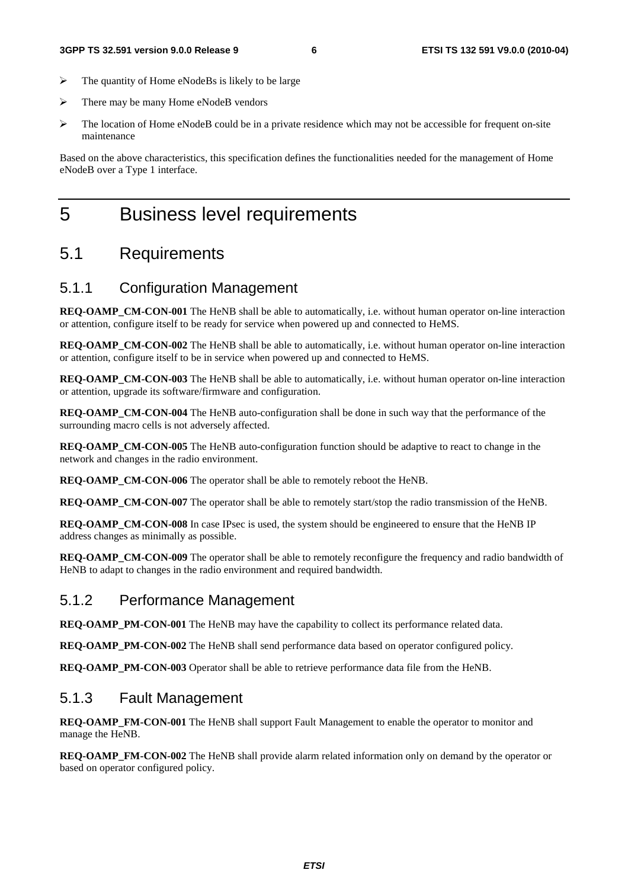- The quantity of Home eNodeBs is likely to be large
- There may be many Home eNodeB vendors
- The location of Home eNodeB could be in a private residence which may not be accessible for frequent on-site maintenance

Based on the above characteristics, this specification defines the functionalities needed for the management of Home eNodeB over a Type 1 interface.

# 5 Business level requirements

## 5.1 Requirements

### 5.1.1 Configuration Management

**REQ-OAMP_CM-CON-001** The HeNB shall be able to automatically, i.e. without human operator on-line interaction or attention, configure itself to be ready for service when powered up and connected to HeMS.

**REQ-OAMP_CM-CON-002** The HeNB shall be able to automatically, i.e. without human operator on-line interaction or attention, configure itself to be in service when powered up and connected to HeMS.

**REQ-OAMP_CM-CON-003** The HeNB shall be able to automatically, i.e. without human operator on-line interaction or attention, upgrade its software/firmware and configuration.

**REQ-OAMP_CM-CON-004** The HeNB auto-configuration shall be done in such way that the performance of the surrounding macro cells is not adversely affected.

**REQ-OAMP_CM-CON-005** The HeNB auto-configuration function should be adaptive to react to change in the network and changes in the radio environment.

**REQ-OAMP_CM-CON-006** The operator shall be able to remotely reboot the HeNB.

**REQ-OAMP_CM-CON-007** The operator shall be able to remotely start/stop the radio transmission of the HeNB.

**REQ-OAMP_CM-CON-008** In case IPsec is used, the system should be engineered to ensure that the HeNB IP address changes as minimally as possible.

**REQ-OAMP_CM-CON-009** The operator shall be able to remotely reconfigure the frequency and radio bandwidth of HeNB to adapt to changes in the radio environment and required bandwidth.

### 5.1.2 Performance Management

**REQ-OAMP_PM-CON-001** The HeNB may have the capability to collect its performance related data.

**REQ-OAMP_PM-CON-002** The HeNB shall send performance data based on operator configured policy.

**REQ-OAMP_PM-CON-003** Operator shall be able to retrieve performance data file from the HeNB.

### 5.1.3 Fault Management

**REQ-OAMP_FM-CON-001** The HeNB shall support Fault Management to enable the operator to monitor and manage the HeNB.

**REQ-OAMP_FM-CON-002** The HeNB shall provide alarm related information only on demand by the operator or based on operator configured policy.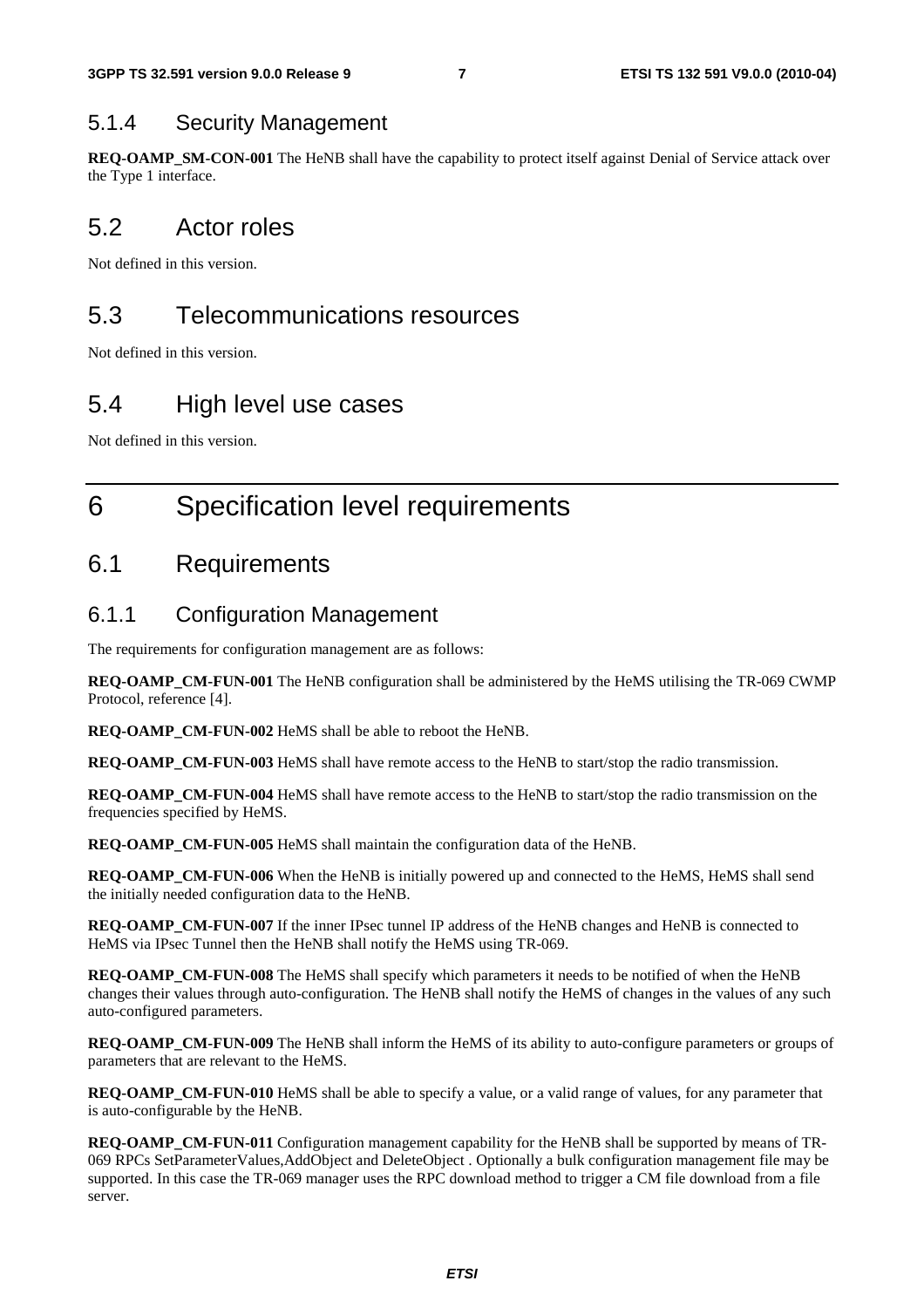### 5.1.4 Security Management

**REQ-OAMP_SM-CON-001** The HeNB shall have the capability to protect itself against Denial of Service attack over the Type 1 interface.

## 5.2 Actor roles

Not defined in this version.

## 5.3 Telecommunications resources

Not defined in this version.

## 5.4 High level use cases

Not defined in this version.

# 6 Specification level requirements

## 6.1 Requirements

### 6.1.1 Configuration Management

The requirements for configuration management are as follows:

**REQ-OAMP_CM-FUN-001** The HeNB configuration shall be administered by the HeMS utilising the TR-069 CWMP Protocol, reference [4].

**REQ-OAMP_CM-FUN-002** HeMS shall be able to reboot the HeNB.

**REQ-OAMP_CM-FUN-003** HeMS shall have remote access to the HeNB to start/stop the radio transmission.

**REQ-OAMP_CM-FUN-004** HeMS shall have remote access to the HeNB to start/stop the radio transmission on the frequencies specified by HeMS.

**REQ-OAMP_CM-FUN-005** HeMS shall maintain the configuration data of the HeNB.

**REQ-OAMP_CM-FUN-006** When the HeNB is initially powered up and connected to the HeMS, HeMS shall send the initially needed configuration data to the HeNB.

**REQ-OAMP_CM-FUN-007** If the inner IPsec tunnel IP address of the HeNB changes and HeNB is connected to HeMS via IPsec Tunnel then the HeNB shall notify the HeMS using TR-069.

**REQ-OAMP_CM-FUN-008** The HeMS shall specify which parameters it needs to be notified of when the HeNB changes their values through auto-configuration. The HeNB shall notify the HeMS of changes in the values of any such auto-configured parameters.

**REQ-OAMP_CM-FUN-009** The HeNB shall inform the HeMS of its ability to auto-configure parameters or groups of parameters that are relevant to the HeMS.

**REQ-OAMP_CM-FUN-010** HeMS shall be able to specify a value, or a valid range of values, for any parameter that is auto-configurable by the HeNB.

**REQ-OAMP_CM-FUN-011** Configuration management capability for the HeNB shall be supported by means of TR-069 RPCs SetParameterValues,AddObject and DeleteObject . Optionally a bulk configuration management file may be supported. In this case the TR-069 manager uses the RPC download method to trigger a CM file download from a file server.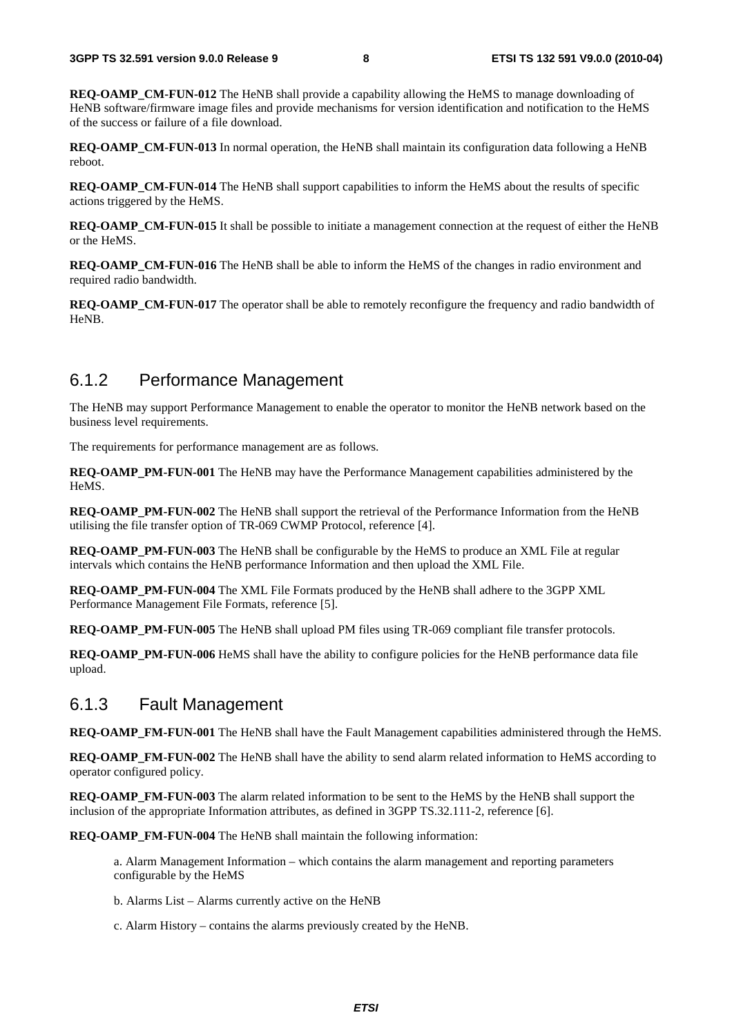**REQ-OAMP_CM-FUN-012** The HeNB shall provide a capability allowing the HeMS to manage downloading of HeNB software/firmware image files and provide mechanisms for version identification and notification to the HeMS of the success or failure of a file download.

**REQ-OAMP_CM-FUN-013** In normal operation, the HeNB shall maintain its configuration data following a HeNB reboot.

**REQ-OAMP_CM-FUN-014** The HeNB shall support capabilities to inform the HeMS about the results of specific actions triggered by the HeMS.

**REQ-OAMP_CM-FUN-015** It shall be possible to initiate a management connection at the request of either the HeNB or the HeMS.

**REQ-OAMP_CM-FUN-016** The HeNB shall be able to inform the HeMS of the changes in radio environment and required radio bandwidth.

**REQ-OAMP_CM-FUN-017** The operator shall be able to remotely reconfigure the frequency and radio bandwidth of HeNB.

### 6.1.2 Performance Management

The HeNB may support Performance Management to enable the operator to monitor the HeNB network based on the business level requirements.

The requirements for performance management are as follows.

**REQ-OAMP_PM-FUN-001** The HeNB may have the Performance Management capabilities administered by the HeMS.

**REQ-OAMP_PM-FUN-002** The HeNB shall support the retrieval of the Performance Information from the HeNB utilising the file transfer option of TR-069 CWMP Protocol, reference [4].

**REQ-OAMP_PM-FUN-003** The HeNB shall be configurable by the HeMS to produce an XML File at regular intervals which contains the HeNB performance Information and then upload the XML File.

**REQ-OAMP_PM-FUN-004** The XML File Formats produced by the HeNB shall adhere to the 3GPP XML Performance Management File Formats, reference [5].

**REQ-OAMP_PM-FUN-005** The HeNB shall upload PM files using TR-069 compliant file transfer protocols.

**REQ-OAMP_PM-FUN-006** HeMS shall have the ability to configure policies for the HeNB performance data file upload.

### 6.1.3 Fault Management

**REQ-OAMP_FM-FUN-001** The HeNB shall have the Fault Management capabilities administered through the HeMS.

**REQ-OAMP_FM-FUN-002** The HeNB shall have the ability to send alarm related information to HeMS according to operator configured policy.

**REQ-OAMP_FM-FUN-003** The alarm related information to be sent to the HeMS by the HeNB shall support the inclusion of the appropriate Information attributes, as defined in 3GPP TS.32.111-2, reference [6].

**REQ-OAMP_FM-FUN-004** The HeNB shall maintain the following information:

a. Alarm Management Information – which contains the alarm management and reporting parameters configurable by the HeMS

b. Alarms List – Alarms currently active on the HeNB

c. Alarm History – contains the alarms previously created by the HeNB.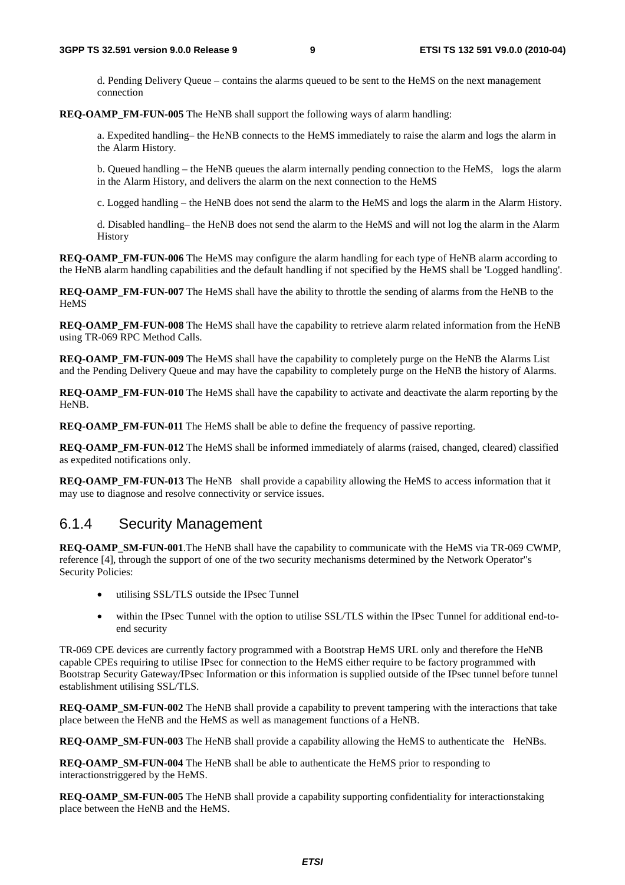d. Pending Delivery Queue – contains the alarms queued to be sent to the HeMS on the next management connection

**REQ-OAMP_FM-FUN-005** The HeNB shall support the following ways of alarm handling:

a. Expedited handling– the HeNB connects to the HeMS immediately to raise the alarm and logs the alarm in the Alarm History.

b. Queued handling – the HeNB queues the alarm internally pending connection to the HeMS,   logs the alarm in the Alarm History, and delivers the alarm on the next connection to the HeMS

c. Logged handling – the HeNB does not send the alarm to the HeMS and logs the alarm in the Alarm History.

d. Disabled handling– the HeNB does not send the alarm to the HeMS and will not log the alarm in the Alarm History

**REQ-OAMP_FM-FUN-006** The HeMS may configure the alarm handling for each type of HeNB alarm according to the HeNB alarm handling capabilities and the default handling if not specified by the HeMS shall be 'Logged handling'.

**REQ-OAMP_FM-FUN-007** The HeMS shall have the ability to throttle the sending of alarms from the HeNB to the HeMS

**REQ-OAMP_FM-FUN-008** The HeMS shall have the capability to retrieve alarm related information from the HeNB using TR-069 RPC Method Calls.

**REQ-OAMP_FM-FUN-009** The HeMS shall have the capability to completely purge on the HeNB the Alarms List and the Pending Delivery Queue and may have the capability to completely purge on the HeNB the history of Alarms.

**REQ-OAMP_FM-FUN-010** The HeMS shall have the capability to activate and deactivate the alarm reporting by the HeNB.

**REQ-OAMP_FM-FUN-011** The HeMS shall be able to define the frequency of passive reporting.

**REQ-OAMP_FM-FUN-012** The HeMS shall be informed immediately of alarms (raised, changed, cleared) classified as expedited notifications only.

**REQ-OAMP_FM-FUN-013** The HeNB   shall provide a capability allowing the HeMS to access information that it may use to diagnose and resolve connectivity or service issues.

### 6.1.4 Security Management

**REQ-OAMP_SM-FUN-001**.The HeNB shall have the capability to communicate with the HeMS via TR-069 CWMP, reference [4], through the support of one of the two security mechanisms determined by the Network Operator''s Security Policies:

- utilising SSL/TLS outside the IPsec Tunnel
- within the IPsec Tunnel with the option to utilise SSL/TLS within the IPsec Tunnel for additional end-to-end security

TR-069 CPE devices are currently factory programmed with a Bootstrap HeMS URL only and therefore the HeNB capable CPEs requiring to utilise IPsec for connection to the HeMS either require to be factory programmed with Bootstrap Security Gateway/IPsec Information or this information is supplied outside of the IPsec tunnel before tunnel establishment utilising SSL/TLS.

**REQ-OAMP_SM-FUN-002** The HeNB shall provide a capability to prevent tampering with the interactions that take place between the HeNB and the HeMS as well as management functions of a HeNB.

**REQ-OAMP_SM-FUN-003** The HeNB shall provide a capability allowing the HeMS to authenticate the   HeNBs.

**REQ-OAMP_SM-FUN-004** The HeNB shall be able to authenticate the HeMS prior to responding to interactionstriggered by the HeMS.

**REQ-OAMP_SM-FUN-005** The HeNB shall provide a capability supporting confidentiality for interactionstaking place between the HeNB and the HeMS.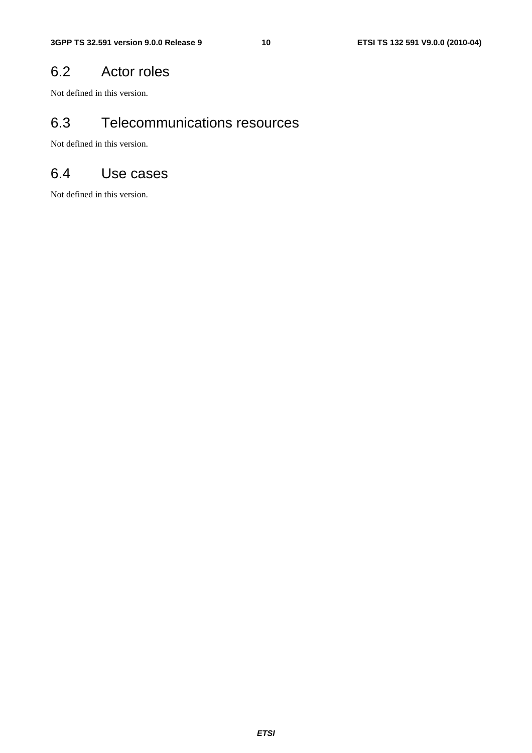## 6.2 Actor roles

Not defined in this version.

## 6.3 Telecommunications resources

Not defined in this version.

## 6.4 Use cases

Not defined in this version.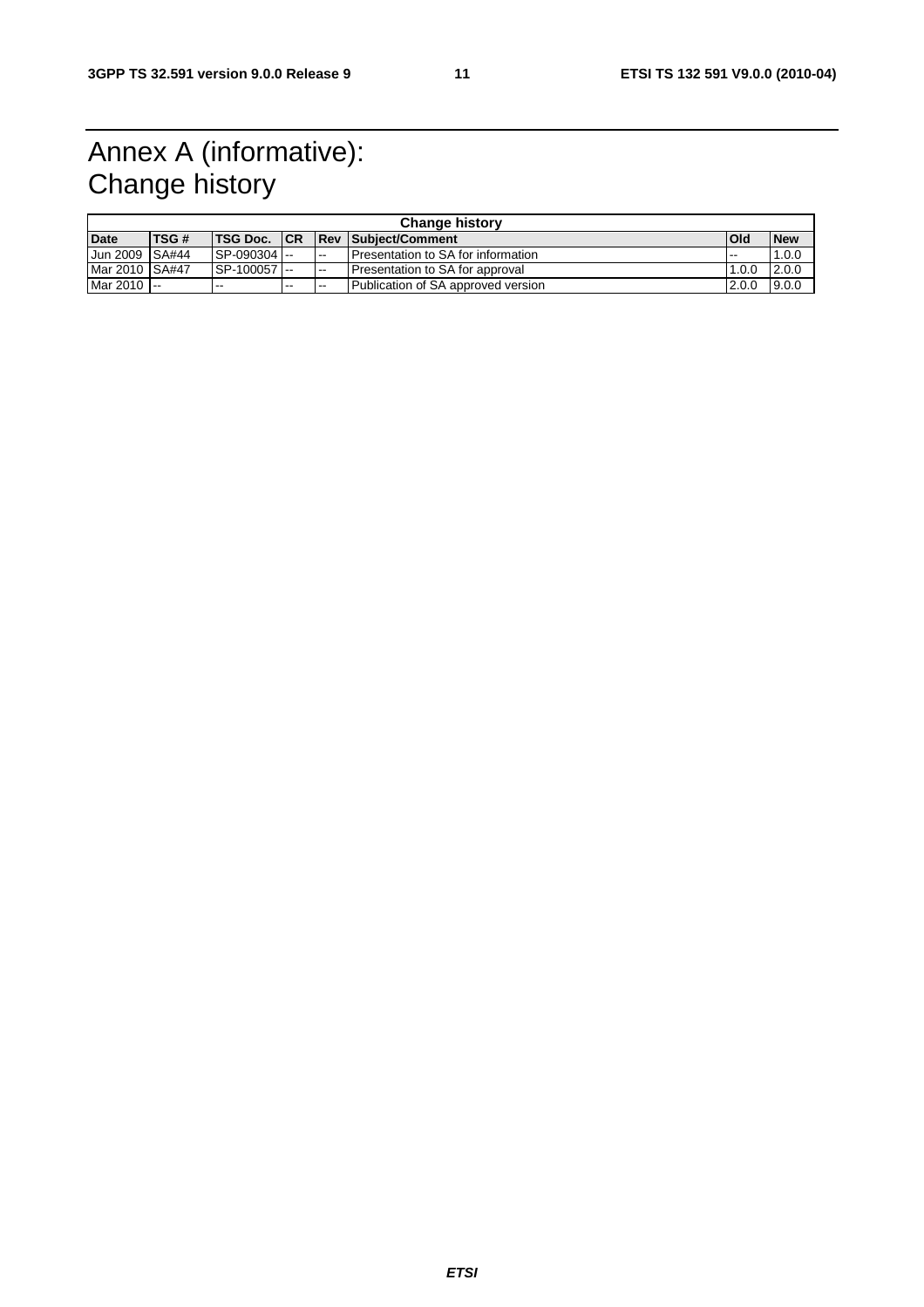# Annex A (informative): Change history

| Change history | | | | | | | |
|---|---|---|---|---|---|---|---|
| **Date** | **TSG #** | **TSG Doc.** | **CR** | **Rev** | **Subject/Comment** | **Old** | **New** |
| Jun 2009 | SA#44 | SP-090304 | -- | -- | Presentation to SA for information | -- | 1.0.0 |
| Mar 2010 | SA#47 | SP-100057 | -- | -- | Presentation to SA for approval | 1.0.0 | 2.0.0 |
| Mar 2010 | -- | -- | -- | -- | Publication of SA approved version | 2.0.0 | 9.0.0 |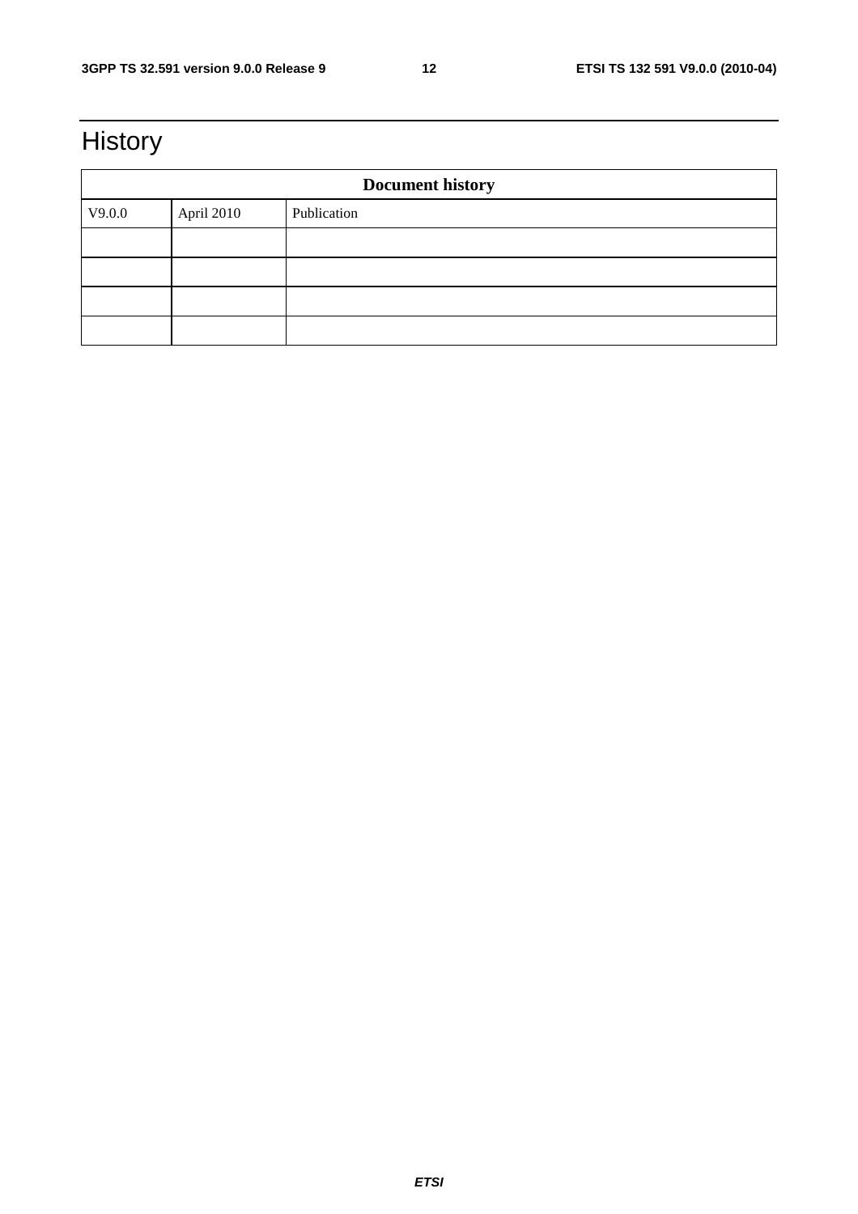# History

| Document history | | |
|---|---|---|
| V9.0.0 | April 2010 | Publication |
| | | |
| | | |
| | | |
| | | |